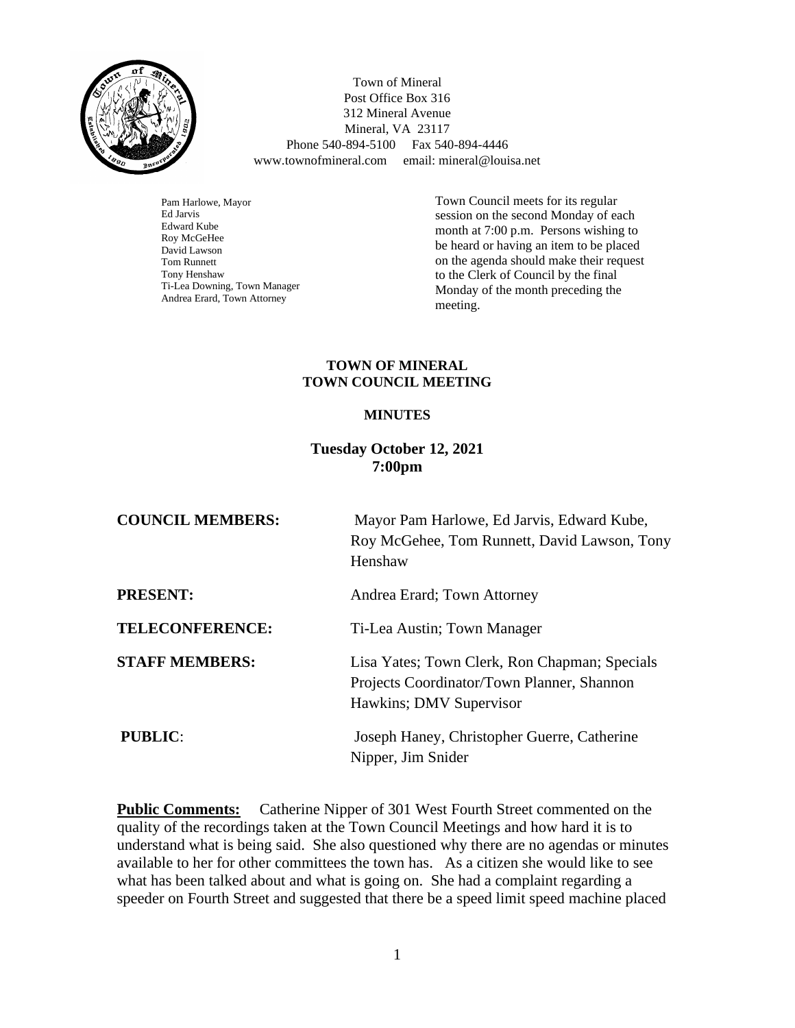Town of Mineral
Post Office Box 316
312 Mineral Avenue
Mineral, VA 23117
Phone 540-894-5100 Fax 540-894-4446
www.townofmineral.com email: mineral@louisa.net

Pam Harlowe, Mayor
Ed Jarvis
Edward Kube
Roy McGeHee
David Lawson
Tom Runnett
Tony Henshaw
Ti-Lea Downing, Town Manager
Andrea Erard, Town Attorney

Town Council meets for its regular session on the second Monday of each month at 7:00 p.m. Persons wishing to be heard or having an item to be placed on the agenda should make their request to the Clerk of Council by the final Monday of the month preceding the meeting.

# TOWN OF MINERAL
# TOWN COUNCIL MEETING

## MINUTES

### Tuesday October 12, 2021
### 7:00pm

**COUNCIL MEMBERS:** Mayor Pam Harlowe, Ed Jarvis, Edward Kube, Roy McGehee, Tom Runnett, David Lawson, Tony Henshaw

**PRESENT:** Andrea Erard; Town Attorney

**TELECONFERENCE:** Ti-Lea Austin; Town Manager

**STAFF MEMBERS:** Lisa Yates; Town Clerk, Ron Chapman; Specials Projects Coordinator/Town Planner, Shannon Hawkins; DMV Supervisor

**PUBLIC**: Joseph Haney, Christopher Guerre, Catherine Nipper, Jim Snider

**Public Comments:** Catherine Nipper of 301 West Fourth Street commented on the quality of the recordings taken at the Town Council Meetings and how hard it is to understand what is being said. She also questioned why there are no agendas or minutes available to her for other committees the town has. As a citizen she would like to see what has been talked about and what is going on. She had a complaint regarding a speeder on Fourth Street and suggested that there be a speed limit speed machine placed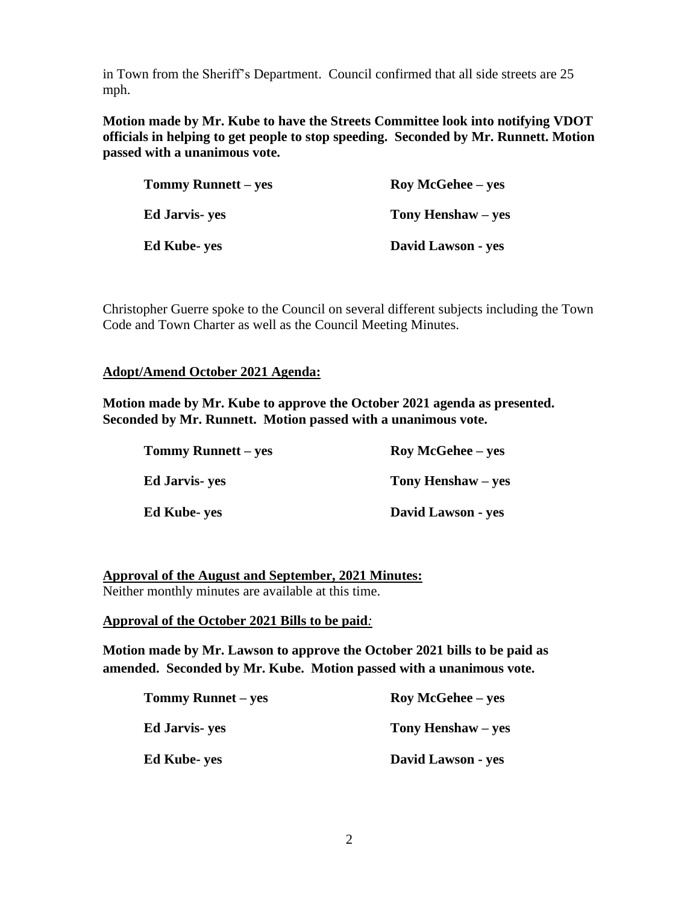in Town from the Sheriff's Department. Council confirmed that all side streets are 25 mph.

**Motion made by Mr. Kube to have the Streets Committee look into notifying VDOT officials in helping to get people to stop speeding. Seconded by Mr. Runnett. Motion passed with a unanimous vote.**

| | |
|---|---|
| **Tommy Runnett – yes** | **Roy McGehee – yes** |
| **Ed Jarvis- yes** | **Tony Henshaw – yes** |
| **Ed Kube- yes** | **David Lawson - yes** |

Christopher Guerre spoke to the Council on several different subjects including the Town Code and Town Charter as well as the Council Meeting Minutes.

**Adopt/Amend October 2021 Agenda:**

**Motion made by Mr. Kube to approve the October 2021 agenda as presented. Seconded by Mr. Runnett. Motion passed with a unanimous vote.**

| | |
|---|---|
| **Tommy Runnett – yes** | **Roy McGehee – yes** |
| **Ed Jarvis- yes** | **Tony Henshaw – yes** |
| **Ed Kube- yes** | **David Lawson - yes** |

**Approval of the August and September, 2021 Minutes:**

Neither monthly minutes are available at this time.

**Approval of the October 2021 Bills to be paid:**

**Motion made by Mr. Lawson to approve the October 2021 bills to be paid as amended. Seconded by Mr. Kube. Motion passed with a unanimous vote.**

| | |
|---|---|
| **Tommy Runnet – yes** | **Roy McGehee – yes** |
| **Ed Jarvis- yes** | **Tony Henshaw – yes** |
| **Ed Kube- yes** | **David Lawson - yes** |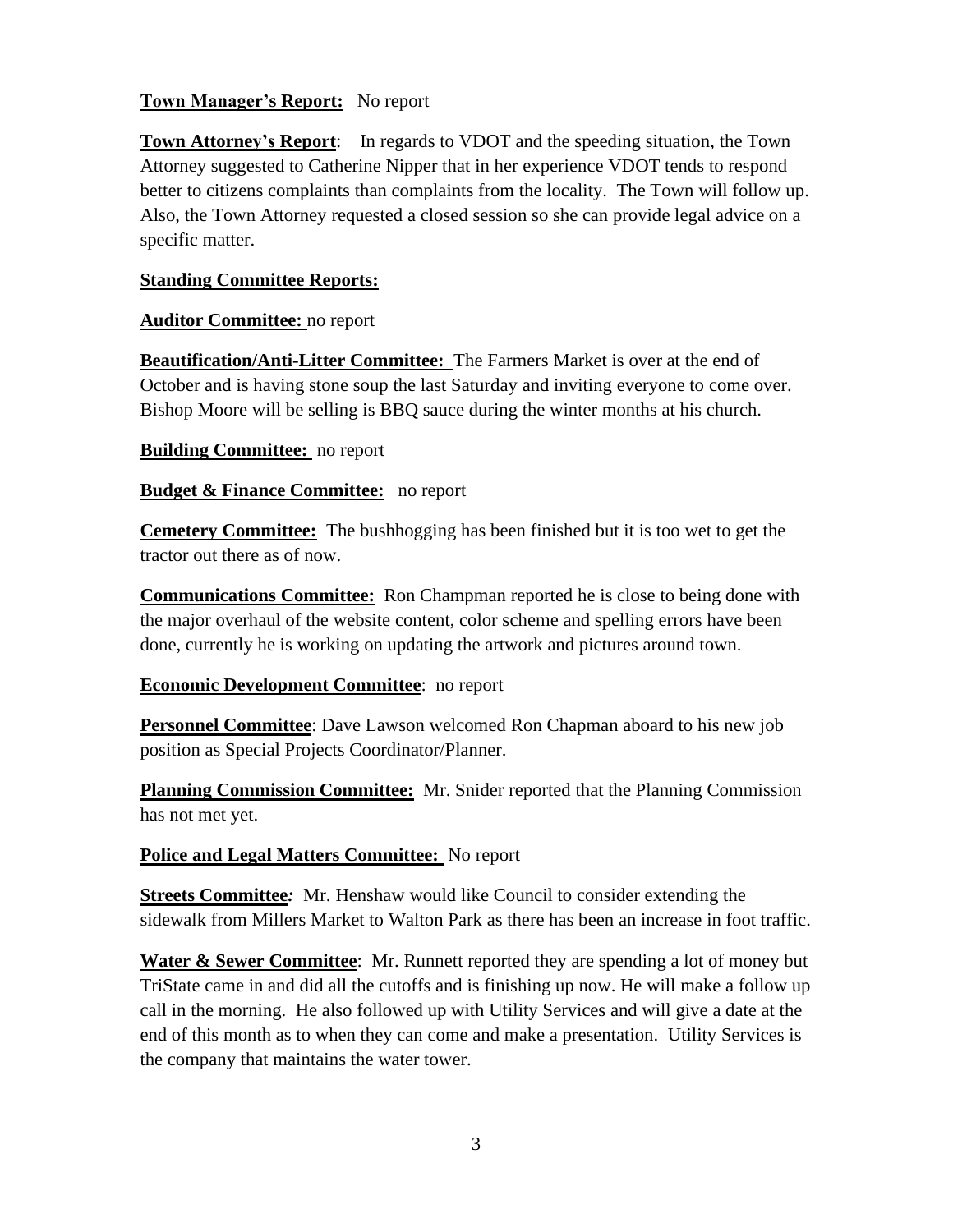**Town Manager's Report:** No report

**Town Attorney's Report**: In regards to VDOT and the speeding situation, the Town Attorney suggested to Catherine Nipper that in her experience VDOT tends to respond better to citizens complaints than complaints from the locality. The Town will follow up. Also, the Town Attorney requested a closed session so she can provide legal advice on a specific matter.

**Standing Committee Reports:**

**Auditor Committee:** no report

**Beautification/Anti-Litter Committee:** The Farmers Market is over at the end of October and is having stone soup the last Saturday and inviting everyone to come over. Bishop Moore will be selling is BBQ sauce during the winter months at his church.

**Building Committee:** no report

**Budget & Finance Committee:** no report

**Cemetery Committee:** The bushhogging has been finished but it is too wet to get the tractor out there as of now.

**Communications Committee:** Ron Champman reported he is close to being done with the major overhaul of the website content, color scheme and spelling errors have been done, currently he is working on updating the artwork and pictures around town.

**Economic Development Committee**: no report

**Personnel Committee**: Dave Lawson welcomed Ron Chapman aboard to his new job position as Special Projects Coordinator/Planner.

**Planning Commission Committee:** Mr. Snider reported that the Planning Commission has not met yet.

**Police and Legal Matters Committee:** No report

**Streets Committee:** Mr. Henshaw would like Council to consider extending the sidewalk from Millers Market to Walton Park as there has been an increase in foot traffic.

**Water & Sewer Committee**: Mr. Runnett reported they are spending a lot of money but TriState came in and did all the cutoffs and is finishing up now. He will make a follow up call in the morning. He also followed up with Utility Services and will give a date at the end of this month as to when they can come and make a presentation. Utility Services is the company that maintains the water tower.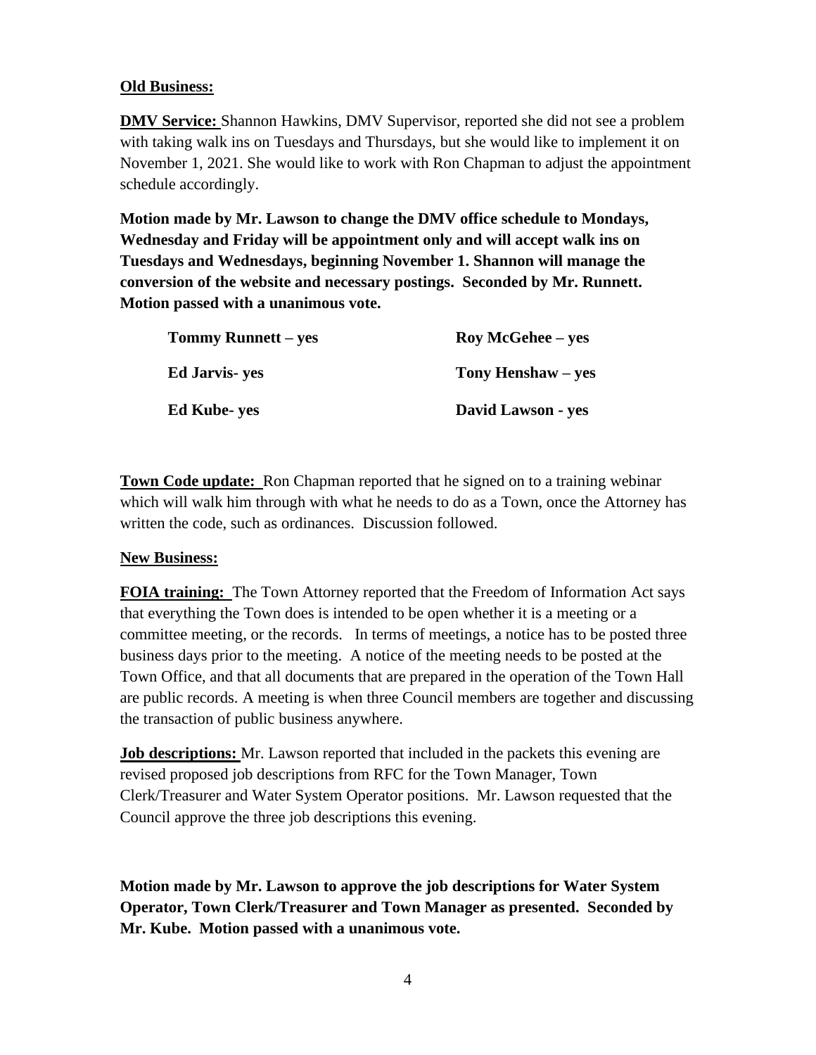**Old Business:**

**DMV Service:** Shannon Hawkins, DMV Supervisor, reported she did not see a problem with taking walk ins on Tuesdays and Thursdays, but she would like to implement it on November 1, 2021. She would like to work with Ron Chapman to adjust the appointment schedule accordingly.

**Motion made by Mr. Lawson to change the DMV office schedule to Mondays, Wednesday and Friday will be appointment only and will accept walk ins on Tuesdays and Wednesdays, beginning November 1. Shannon will manage the conversion of the website and necessary postings. Seconded by Mr. Runnett. Motion passed with a unanimous vote.**

| | |
|---|---|
| **Tommy Runnett – yes** | **Roy McGehee – yes** |
| **Ed Jarvis- yes** | **Tony Henshaw – yes** |
| **Ed Kube- yes** | **David Lawson - yes** |

**Town Code update:** Ron Chapman reported that he signed on to a training webinar which will walk him through with what he needs to do as a Town, once the Attorney has written the code, such as ordinances. Discussion followed.

**New Business:**

**FOIA training:** The Town Attorney reported that the Freedom of Information Act says that everything the Town does is intended to be open whether it is a meeting or a committee meeting, or the records. In terms of meetings, a notice has to be posted three business days prior to the meeting. A notice of the meeting needs to be posted at the Town Office, and that all documents that are prepared in the operation of the Town Hall are public records. A meeting is when three Council members are together and discussing the transaction of public business anywhere.

**Job descriptions:** Mr. Lawson reported that included in the packets this evening are revised proposed job descriptions from RFC for the Town Manager, Town Clerk/Treasurer and Water System Operator positions. Mr. Lawson requested that the Council approve the three job descriptions this evening.

**Motion made by Mr. Lawson to approve the job descriptions for Water System Operator, Town Clerk/Treasurer and Town Manager as presented. Seconded by Mr. Kube. Motion passed with a unanimous vote.**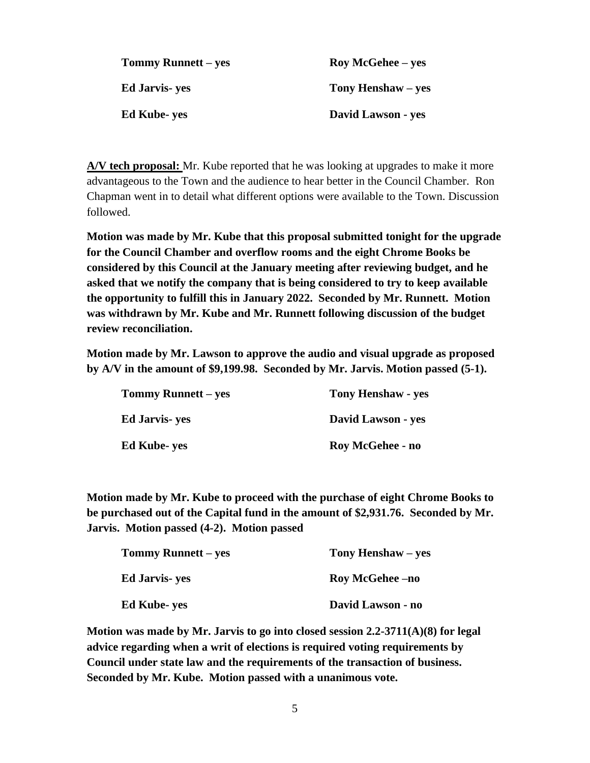| | |
|---|---|
| **Tommy Runnett – yes** | **Roy McGehee – yes** |
| **Ed Jarvis- yes** | **Tony Henshaw – yes** |
| **Ed Kube- yes** | **David Lawson - yes** |

**A/V tech proposal:** Mr. Kube reported that he was looking at upgrades to make it more advantageous to the Town and the audience to hear better in the Council Chamber. Ron Chapman went in to detail what different options were available to the Town. Discussion followed.

**Motion was made by Mr. Kube that this proposal submitted tonight for the upgrade for the Council Chamber and overflow rooms and the eight Chrome Books be considered by this Council at the January meeting after reviewing budget, and he asked that we notify the company that is being considered to try to keep available the opportunity to fulfill this in January 2022. Seconded by Mr. Runnett. Motion was withdrawn by Mr. Kube and Mr. Runnett following discussion of the budget review reconciliation.**

**Motion made by Mr. Lawson to approve the audio and visual upgrade as proposed by A/V in the amount of $9,199.98. Seconded by Mr. Jarvis. Motion passed (5-1).**

| | |
|---|---|
| **Tommy Runnett – yes** | **Tony Henshaw - yes** |
| **Ed Jarvis- yes** | **David Lawson - yes** |
| **Ed Kube- yes** | **Roy McGehee - no** |

**Motion made by Mr. Kube to proceed with the purchase of eight Chrome Books to be purchased out of the Capital fund in the amount of $2,931.76. Seconded by Mr. Jarvis. Motion passed (4-2). Motion passed**

| | |
|---|---|
| **Tommy Runnett – yes** | **Tony Henshaw – yes** |
| **Ed Jarvis- yes** | **Roy McGehee –no** |
| **Ed Kube- yes** | **David Lawson - no** |

**Motion was made by Mr. Jarvis to go into closed session 2.2-3711(A)(8) for legal advice regarding when a writ of elections is required voting requirements by Council under state law and the requirements of the transaction of business. Seconded by Mr. Kube. Motion passed with a unanimous vote.**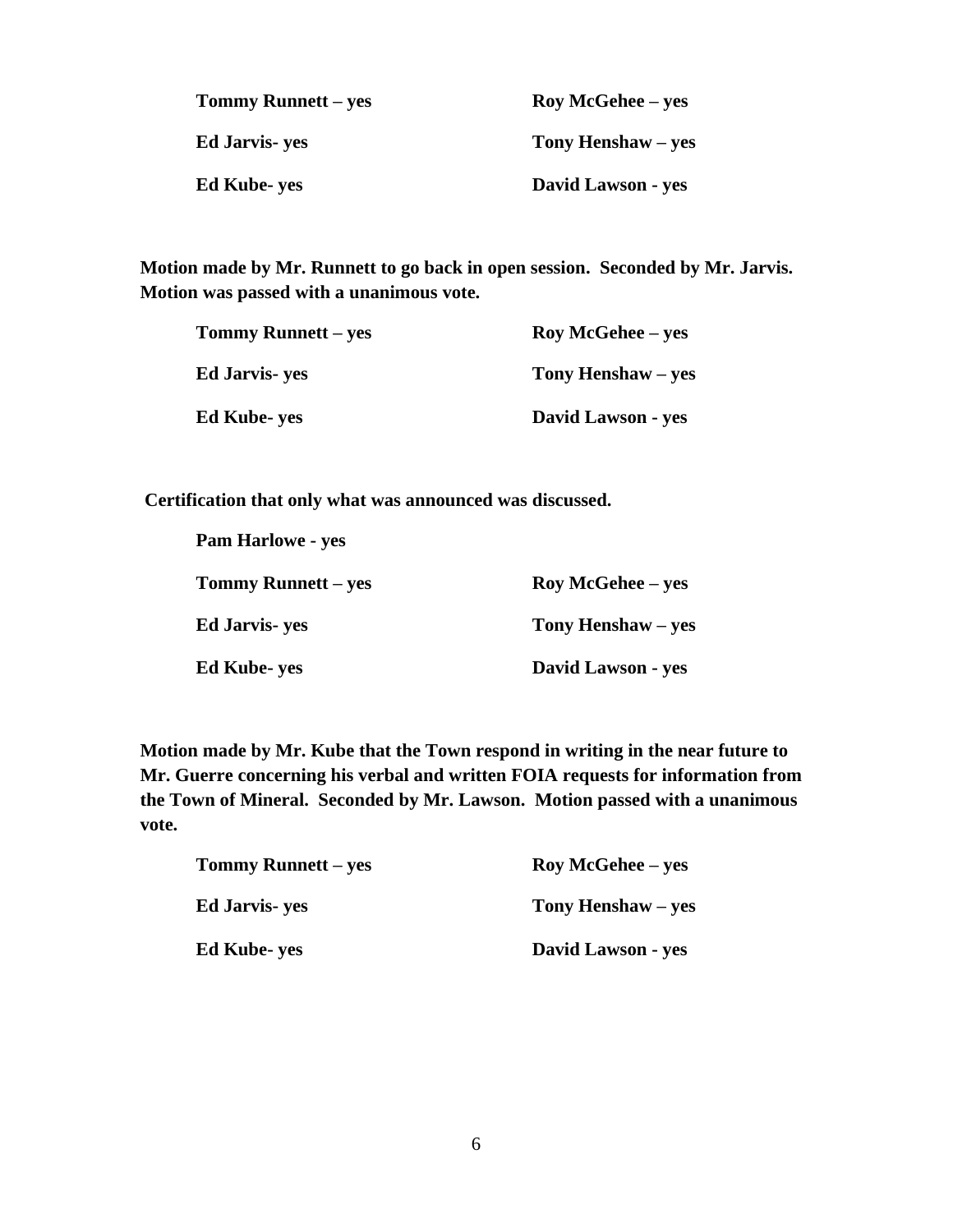**Tommy Runnett – yes** **Roy McGehee – yes**

**Ed Jarvis- yes** **Tony Henshaw – yes**

**Ed Kube- yes** **David Lawson - yes**

**Motion made by Mr. Runnett to go back in open session. Seconded by Mr. Jarvis. Motion was passed with a unanimous vote.**

**Tommy Runnett – yes** **Roy McGehee – yes**

**Ed Jarvis- yes** **Tony Henshaw – yes**

**Ed Kube- yes** **David Lawson - yes**

**Certification that only what was announced was discussed.**

**Pam Harlowe - yes**

**Tommy Runnett – yes** **Roy McGehee – yes**

**Ed Jarvis- yes** **Tony Henshaw – yes**

**Ed Kube- yes** **David Lawson - yes**

**Motion made by Mr. Kube that the Town respond in writing in the near future to Mr. Guerre concerning his verbal and written FOIA requests for information from the Town of Mineral. Seconded by Mr. Lawson. Motion passed with a unanimous vote.**

**Tommy Runnett – yes** **Roy McGehee – yes**

**Ed Jarvis- yes** **Tony Henshaw – yes**

**Ed Kube- yes** **David Lawson - yes**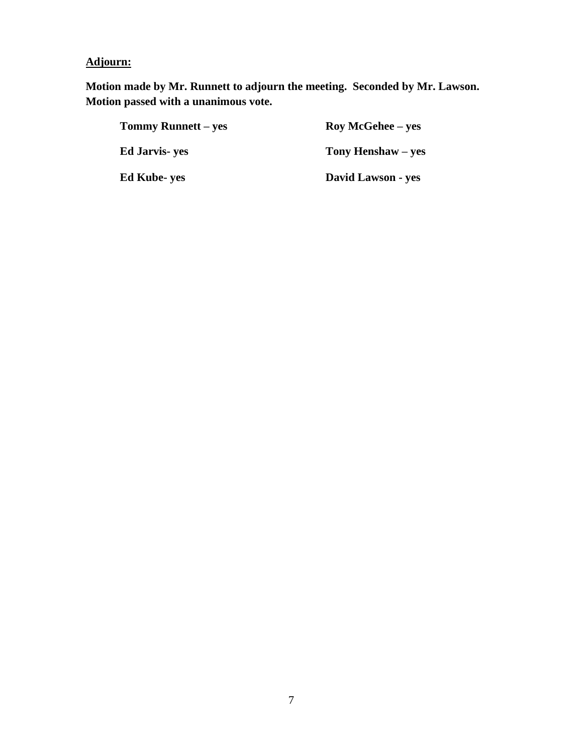**Adjourn:**

**Motion made by Mr. Runnett to adjourn the meeting. Seconded by Mr. Lawson. Motion passed with a unanimous vote.**

| | |
|---|---|
| **Tommy Runnett – yes** | **Roy McGehee – yes** |
| **Ed Jarvis- yes** | **Tony Henshaw – yes** |
| **Ed Kube- yes** | **David Lawson - yes** |